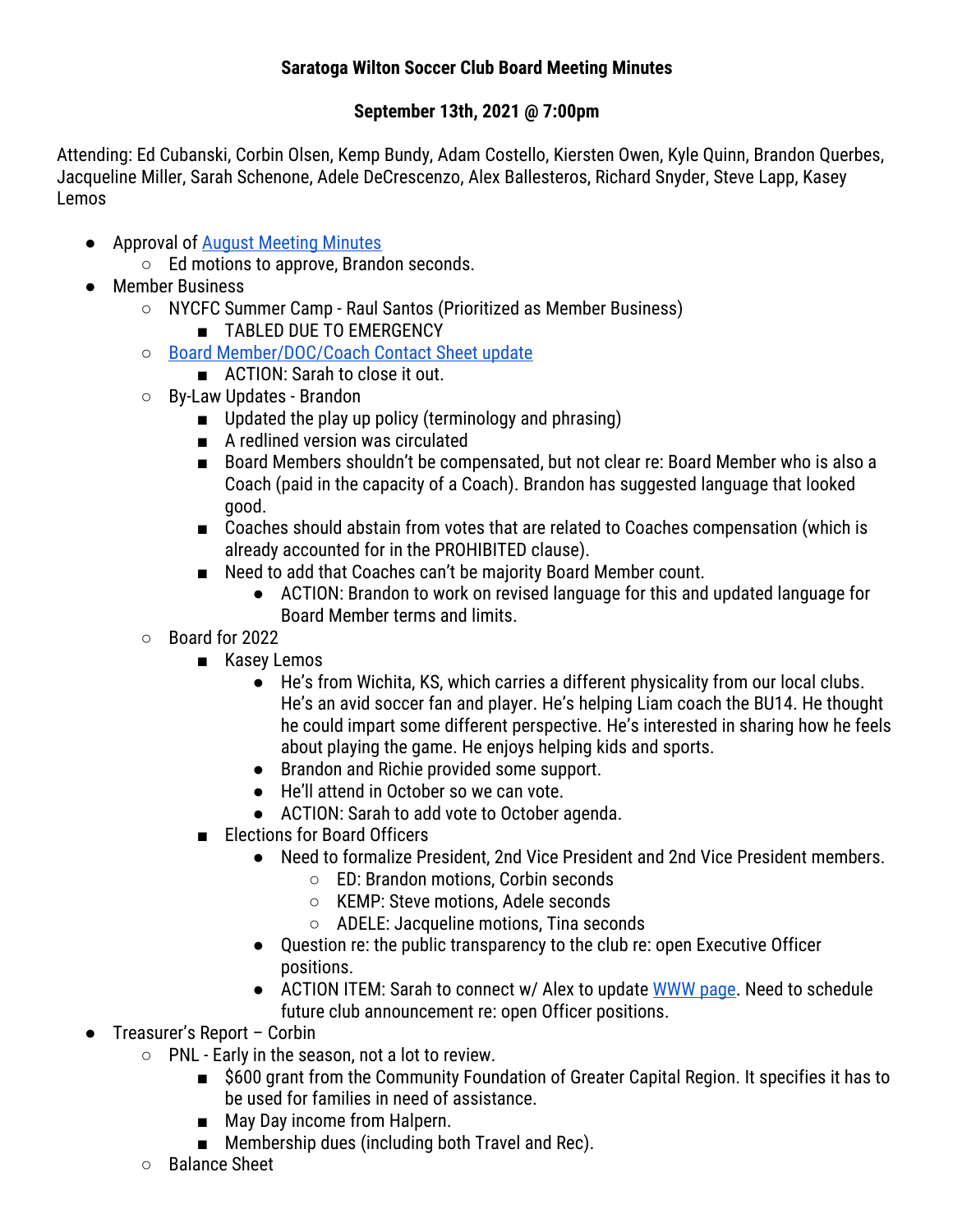# Saratoga Wilton Soccer Club Board Meeting Minutes

## September 13th, 2021 @ 7:00pm

Attending: Ed Cubanski, Corbin Olsen, Kemp Bundy, Adam Costello, Kiersten Owen, Kyle Quinn, Brandon Querbes, Jacqueline Miller, Sarah Schenone, Adele DeCrescenzo, Alex Ballesteros, Richard Snyder, Steve Lapp, Kasey Lemos

- Approval of August Meeting Minutes
  - Ed motions to approve, Brandon seconds.
- Member Business
  - NYCFC Summer Camp - Raul Santos (Prioritized as Member Business)
    - TABLED DUE TO EMERGENCY
  - Board Member/DOC/Coach Contact Sheet update
    - ACTION: Sarah to close it out.
  - By-Law Updates - Brandon
    - Updated the play up policy (terminology and phrasing)
    - A redlined version was circulated
    - Board Members shouldn't be compensated, but not clear re: Board Member who is also a Coach (paid in the capacity of a Coach). Brandon has suggested language that looked good.
    - Coaches should abstain from votes that are related to Coaches compensation (which is already accounted for in the PROHIBITED clause).
    - Need to add that Coaches can't be majority Board Member count.
      - ACTION: Brandon to work on revised language for this and updated language for Board Member terms and limits.
  - Board for 2022
    - Kasey Lemos
      - He's from Wichita, KS, which carries a different physicality from our local clubs. He's an avid soccer fan and player. He's helping Liam coach the BU14. He thought he could impart some different perspective. He's interested in sharing how he feels about playing the game. He enjoys helping kids and sports.
      - Brandon and Richie provided some support.
      - He'll attend in October so we can vote.
      - ACTION: Sarah to add vote to October agenda.
    - Elections for Board Officers
      - Need to formalize President, 2nd Vice President and 2nd Vice President members.
        - ED: Brandon motions, Corbin seconds
        - KEMP: Steve motions, Adele seconds
        - ADELE: Jacqueline motions, Tina seconds
      - Question re: the public transparency to the club re: open Executive Officer positions.
      - ACTION ITEM: Sarah to connect w/ Alex to update WWW page. Need to schedule future club announcement re: open Officer positions.
- Treasurer's Report – Corbin
  - PNL - Early in the season, not a lot to review.
    - $600 grant from the Community Foundation of Greater Capital Region. It specifies it has to be used for families in need of assistance.
    - May Day income from Halpern.
    - Membership dues (including both Travel and Rec).
  - Balance Sheet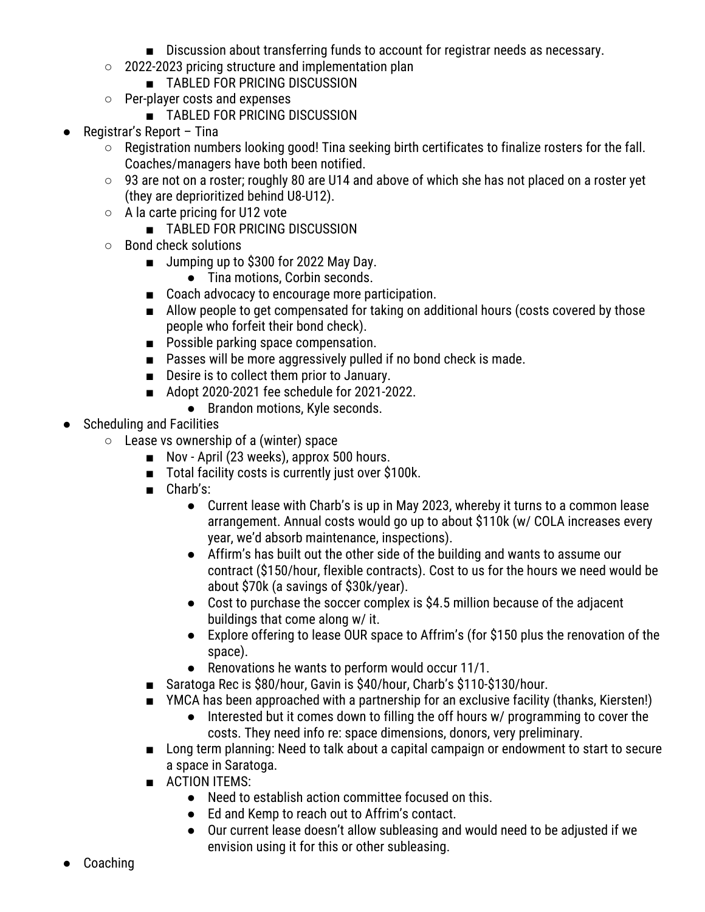- Discussion about transferring funds to account for registrar needs as necessary.
    - 2022-2023 pricing structure and implementation plan
        - TABLED FOR PRICING DISCUSSION
    - Per-player costs and expenses
        - TABLED FOR PRICING DISCUSSION
- Registrar's Report – Tina
    - Registration numbers looking good! Tina seeking birth certificates to finalize rosters for the fall. Coaches/managers have both been notified.
    - 93 are not on a roster; roughly 80 are U14 and above of which she has not placed on a roster yet (they are deprioritized behind U8-U12).
    - A la carte pricing for U12 vote
        - TABLED FOR PRICING DISCUSSION
    - Bond check solutions
        - Jumping up to $300 for 2022 May Day.
            - Tina motions, Corbin seconds.
        - Coach advocacy to encourage more participation.
        - Allow people to get compensated for taking on additional hours (costs covered by those people who forfeit their bond check).
        - Possible parking space compensation.
        - Passes will be more aggressively pulled if no bond check is made.
        - Desire is to collect them prior to January.
        - Adopt 2020-2021 fee schedule for 2021-2022.
            - Brandon motions, Kyle seconds.
- Scheduling and Facilities
    - Lease vs ownership of a (winter) space
        - Nov - April (23 weeks), approx 500 hours.
        - Total facility costs is currently just over $100k.
        - Charb's:
            - Current lease with Charb's is up in May 2023, whereby it turns to a common lease arrangement. Annual costs would go up to about $110k (w/ COLA increases every year, we'd absorb maintenance, inspections).
            - Affirm's has built out the other side of the building and wants to assume our contract ($150/hour, flexible contracts). Cost to us for the hours we need would be about $70k (a savings of $30k/year).
            - Cost to purchase the soccer complex is $4.5 million because of the adjacent buildings that come along w/ it.
            - Explore offering to lease OUR space to Affrim's (for $150 plus the renovation of the space).
            - Renovations he wants to perform would occur 11/1.
        - Saratoga Rec is $80/hour, Gavin is $40/hour, Charb's $110-$130/hour.
        - YMCA has been approached with a partnership for an exclusive facility (thanks, Kiersten!)
            - Interested but it comes down to filling the off hours w/ programming to cover the costs. They need info re: space dimensions, donors, very preliminary.
        - Long term planning: Need to talk about a capital campaign or endowment to start to secure a space in Saratoga.
        - ACTION ITEMS:
            - Need to establish action committee focused on this.
            - Ed and Kemp to reach out to Affrim's contact.
            - Our current lease doesn't allow subleasing and would need to be adjusted if we envision using it for this or other subleasing.
- Coaching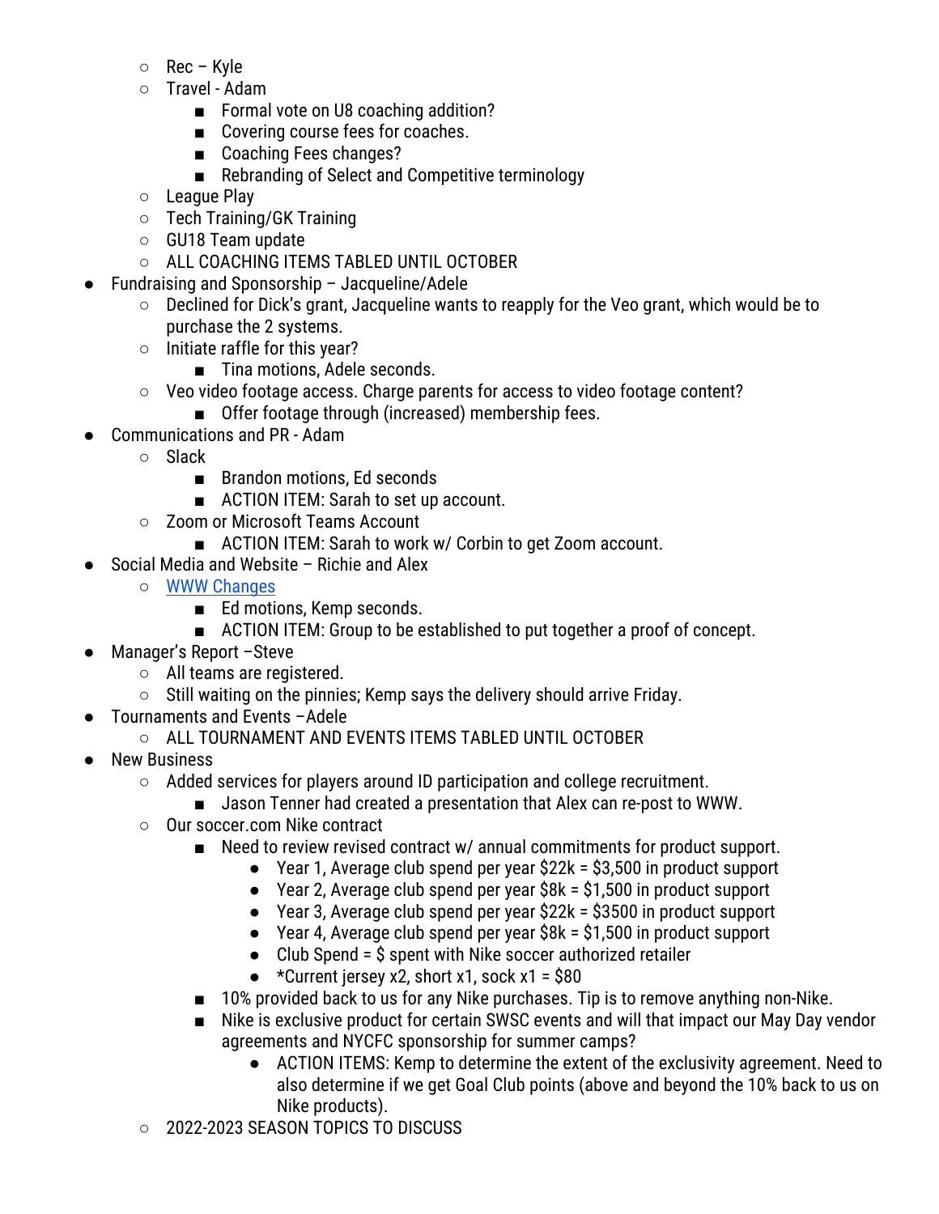- Rec – Kyle
  - Travel - Adam
    - Formal vote on U8 coaching addition?
    - Covering course fees for coaches.
    - Coaching Fees changes?
    - Rebranding of Select and Competitive terminology
  - League Play
  - Tech Training/GK Training
  - GU18 Team update
  - ALL COACHING ITEMS TABLED UNTIL OCTOBER
- Fundraising and Sponsorship – Jacqueline/Adele
  - Declined for Dick's grant, Jacqueline wants to reapply for the Veo grant, which would be to purchase the 2 systems.
  - Initiate raffle for this year?
    - Tina motions, Adele seconds.
  - Veo video footage access. Charge parents for access to video footage content?
    - Offer footage through (increased) membership fees.
- Communications and PR - Adam
  - Slack
    - Brandon motions, Ed seconds
    - ACTION ITEM: Sarah to set up account.
  - Zoom or Microsoft Teams Account
    - ACTION ITEM: Sarah to work w/ Corbin to get Zoom account.
- Social Media and Website – Richie and Alex
  - WWW Changes
    - Ed motions, Kemp seconds.
    - ACTION ITEM: Group to be established to put together a proof of concept.
- Manager's Report –Steve
  - All teams are registered.
  - Still waiting on the pinnies; Kemp says the delivery should arrive Friday.
- Tournaments and Events –Adele
  - ALL TOURNAMENT AND EVENTS ITEMS TABLED UNTIL OCTOBER
- New Business
  - Added services for players around ID participation and college recruitment.
    - Jason Tenner had created a presentation that Alex can re-post to WWW.
  - Our soccer.com Nike contract
    - Need to review revised contract w/ annual commitments for product support.
      - Year 1, Average club spend per year $22k = $3,500 in product support
      - Year 2, Average club spend per year $8k = $1,500 in product support
      - Year 3, Average club spend per year $22k = $3500 in product support
      - Year 4, Average club spend per year $8k = $1,500 in product support
      - Club Spend = $ spent with Nike soccer authorized retailer
      - *Current jersey x2, short x1, sock x1 = $80
    - 10% provided back to us for any Nike purchases. Tip is to remove anything non-Nike.
    - Nike is exclusive product for certain SWSC events and will that impact our May Day vendor agreements and NYCFC sponsorship for summer camps?
      - ACTION ITEMS: Kemp to determine the extent of the exclusivity agreement. Need to also determine if we get Goal Club points (above and beyond the 10% back to us on Nike products).
  - 2022-2023 SEASON TOPICS TO DISCUSS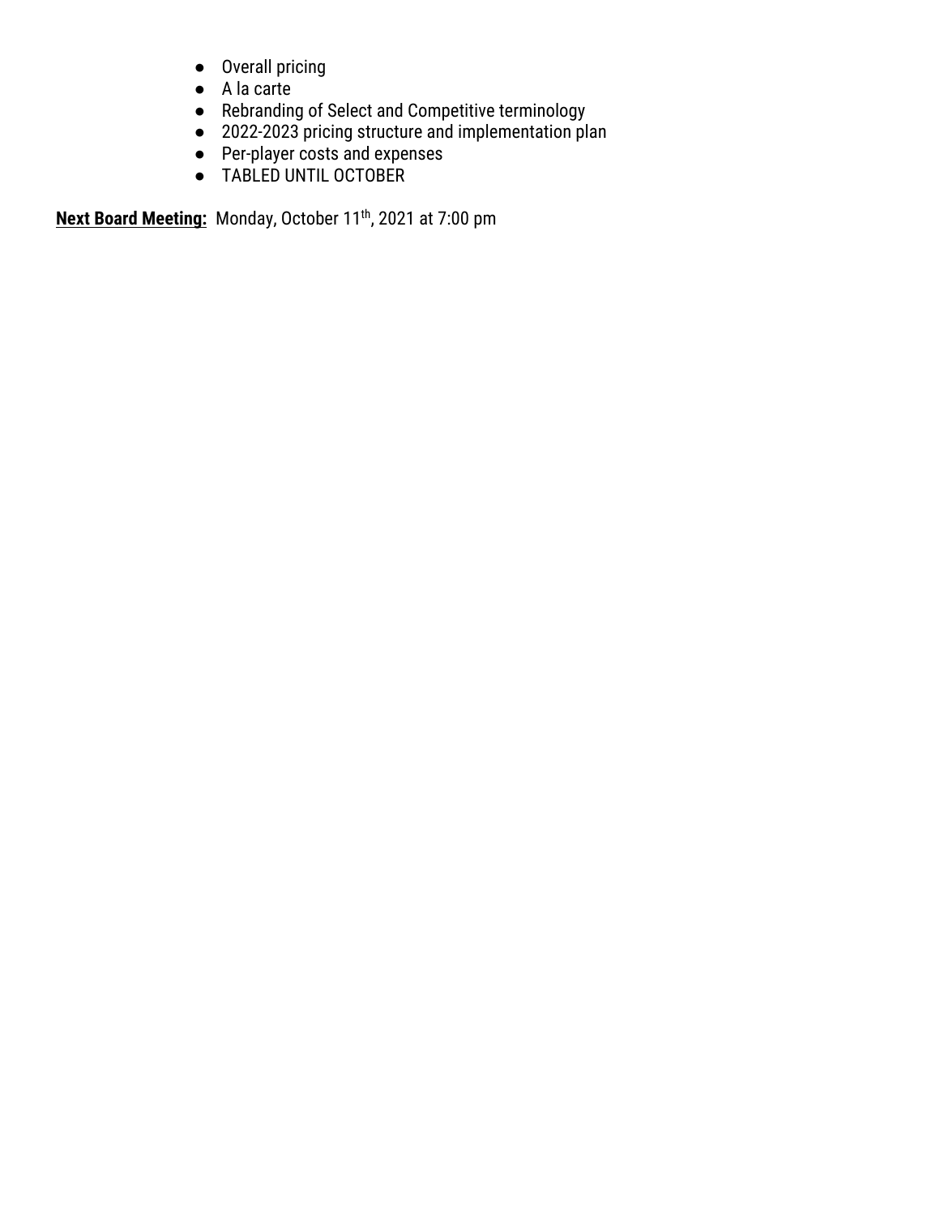- Overall pricing
- A la carte
- Rebranding of Select and Competitive terminology
- 2022-2023 pricing structure and implementation plan
- Per-player costs and expenses
- TABLED UNTIL OCTOBER

**Next Board Meeting:** Monday, October 11th, 2021 at 7:00 pm